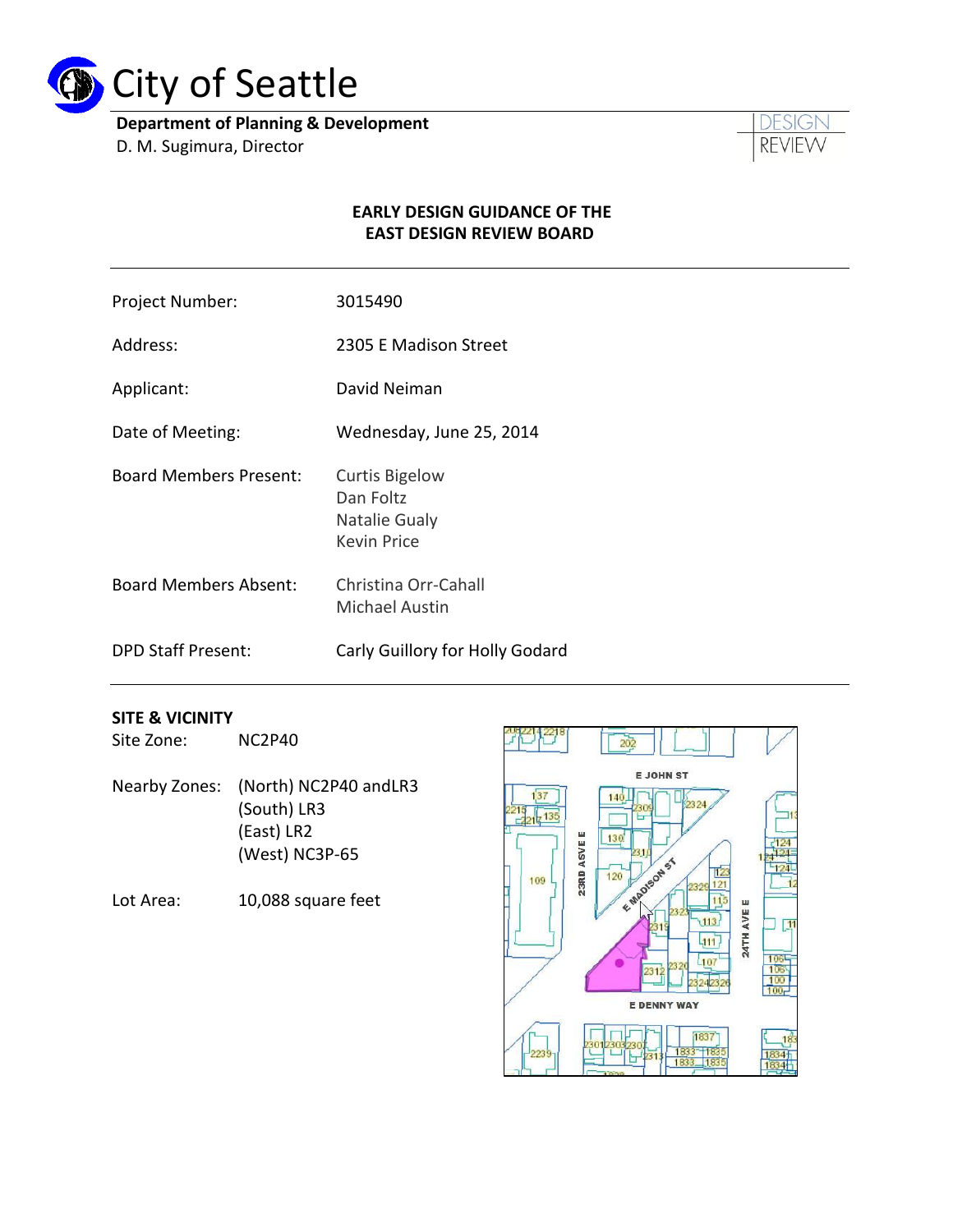# City of Seattle

**Department of Planning & Development**
D. M. Sugimura, Director

DESIGN REVIEW

**EARLY DESIGN GUIDANCE OF THE EAST DESIGN REVIEW BOARD**

| | |
|---|---|
| Project Number: | 3015490 |
| Address: | 2305 E Madison Street |
| Applicant: | David Neiman |
| Date of Meeting: | Wednesday, June 25, 2014 |
| Board Members Present: | Curtis Bigelow<br>Dan Foltz<br>Natalie Gualy<br>Kevin Price |
| Board Members Absent: | Christina Orr-Cahall<br>Michael Austin |
| DPD Staff Present: | Carly Guillory for Holly Godard |

**SITE & VICINITY**

Site Zone: NC2P40

Nearby Zones: (North) NC2P40 andLR3
(South) LR3
(East) LR2
(West) NC3P-65

Lot Area: 10,088 square feet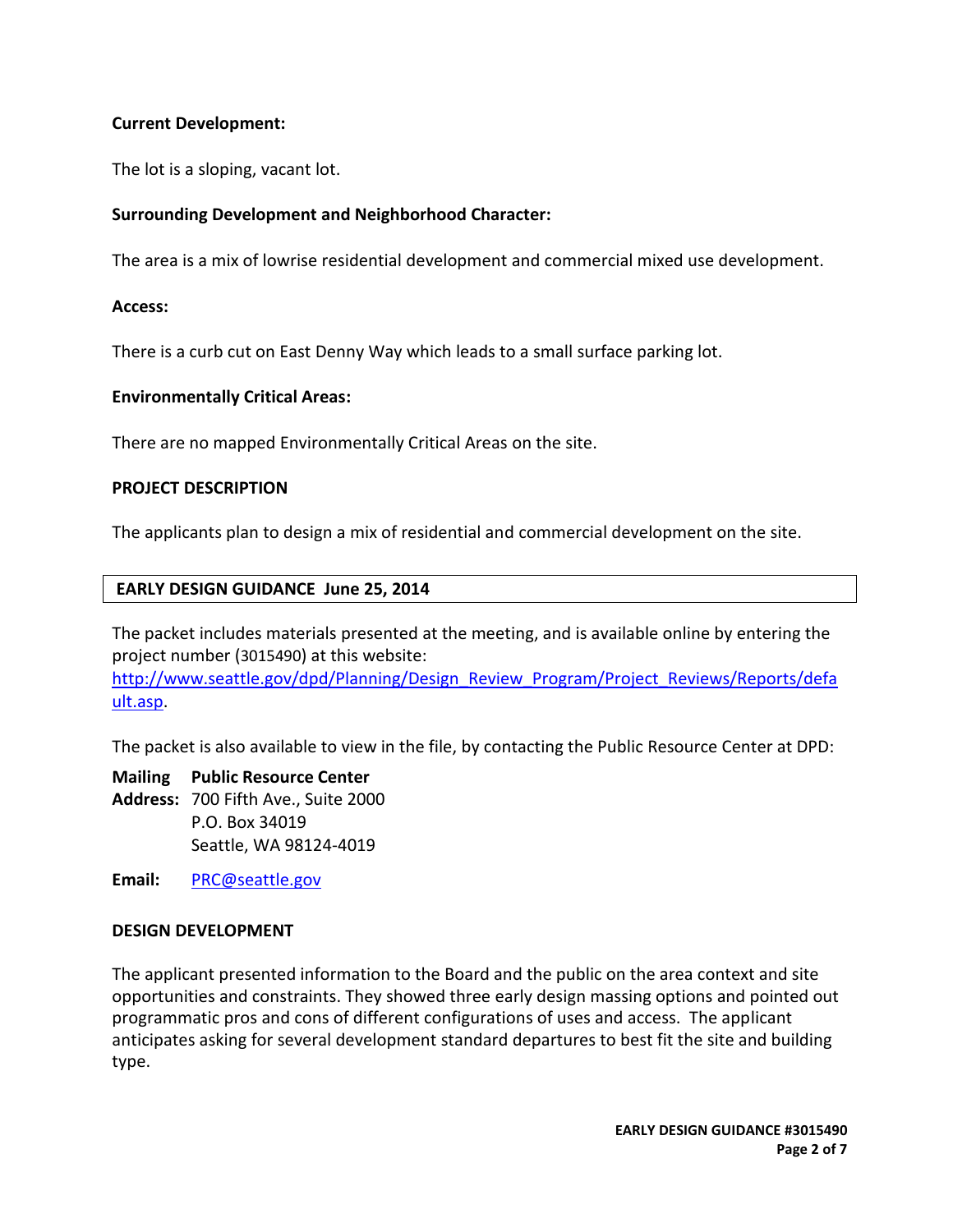**Current Development:**

The lot is a sloping, vacant lot.

**Surrounding Development and Neighborhood Character:**

The area is a mix of lowrise residential development and commercial mixed use development.

**Access:**

There is a curb cut on East Denny Way which leads to a small surface parking lot.

**Environmentally Critical Areas:**

There are no mapped Environmentally Critical Areas on the site.

**PROJECT DESCRIPTION**

The applicants plan to design a mix of residential and commercial development on the site.

**EARLY DESIGN GUIDANCE June 25, 2014**

The packet includes materials presented at the meeting, and is available online by entering the project number (3015490) at this website:
[http://www.seattle.gov/dpd/Planning/Design_Review_Program/Project_Reviews/Reports/default.asp](http://www.seattle.gov/dpd/Planning/Design_Review_Program/Project_Reviews/Reports/default.asp).

The packet is also available to view in the file, by contacting the Public Resource Center at DPD:

**Mailing Address:** **Public Resource Center**
700 Fifth Ave., Suite 2000
P.O. Box 34019
Seattle, WA 98124-4019

**Email:** [PRC@seattle.gov](mailto:PRC@seattle.gov)

**DESIGN DEVELOPMENT**

The applicant presented information to the Board and the public on the area context and site opportunities and constraints. They showed three early design massing options and pointed out programmatic pros and cons of different configurations of uses and access. The applicant anticipates asking for several development standard departures to best fit the site and building type.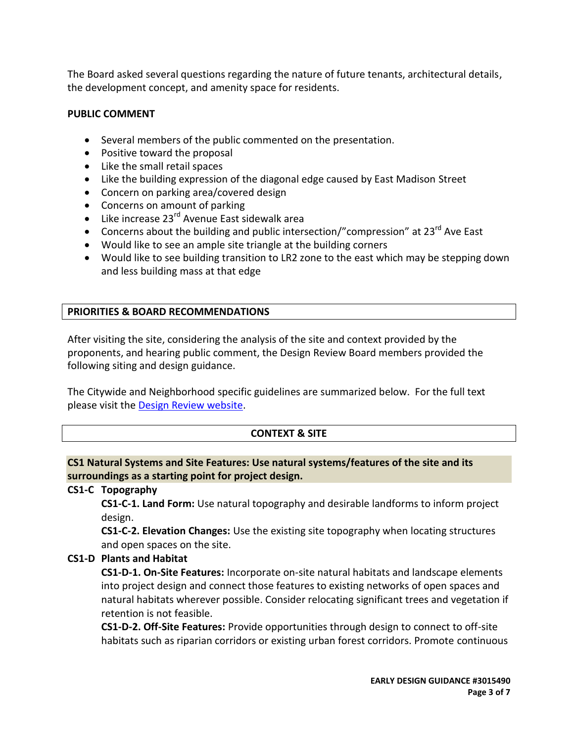The Board asked several questions regarding the nature of future tenants, architectural details, the development concept, and amenity space for residents.

**PUBLIC COMMENT**

- Several members of the public commented on the presentation.
- Positive toward the proposal
- Like the small retail spaces
- Like the building expression of the diagonal edge caused by East Madison Street
- Concern on parking area/covered design
- Concerns on amount of parking
- Like increase 23rd Avenue East sidewalk area
- Concerns about the building and public intersection/"compression" at 23rd Ave East
- Would like to see an ample site triangle at the building corners
- Would like to see building transition to LR2 zone to the east which may be stepping down and less building mass at that edge

## PRIORITIES & BOARD RECOMMENDATIONS

After visiting the site, considering the analysis of the site and context provided by the proponents, and hearing public comment, the Design Review Board members provided the following siting and design guidance.

The Citywide and Neighborhood specific guidelines are summarized below. For the full text please visit the Design Review website.

## CONTEXT & SITE

**CS1 Natural Systems and Site Features: Use natural systems/features of the site and its surroundings as a starting point for project design.**

**CS1-C Topography**

**CS1-C-1. Land Form:** Use natural topography and desirable landforms to inform project design.

**CS1-C-2. Elevation Changes:** Use the existing site topography when locating structures and open spaces on the site.

**CS1-D Plants and Habitat**

**CS1-D-1. On-Site Features:** Incorporate on-site natural habitats and landscape elements into project design and connect those features to existing networks of open spaces and natural habitats wherever possible. Consider relocating significant trees and vegetation if retention is not feasible.

**CS1-D-2. Off-Site Features:** Provide opportunities through design to connect to off-site habitats such as riparian corridors or existing urban forest corridors. Promote continuous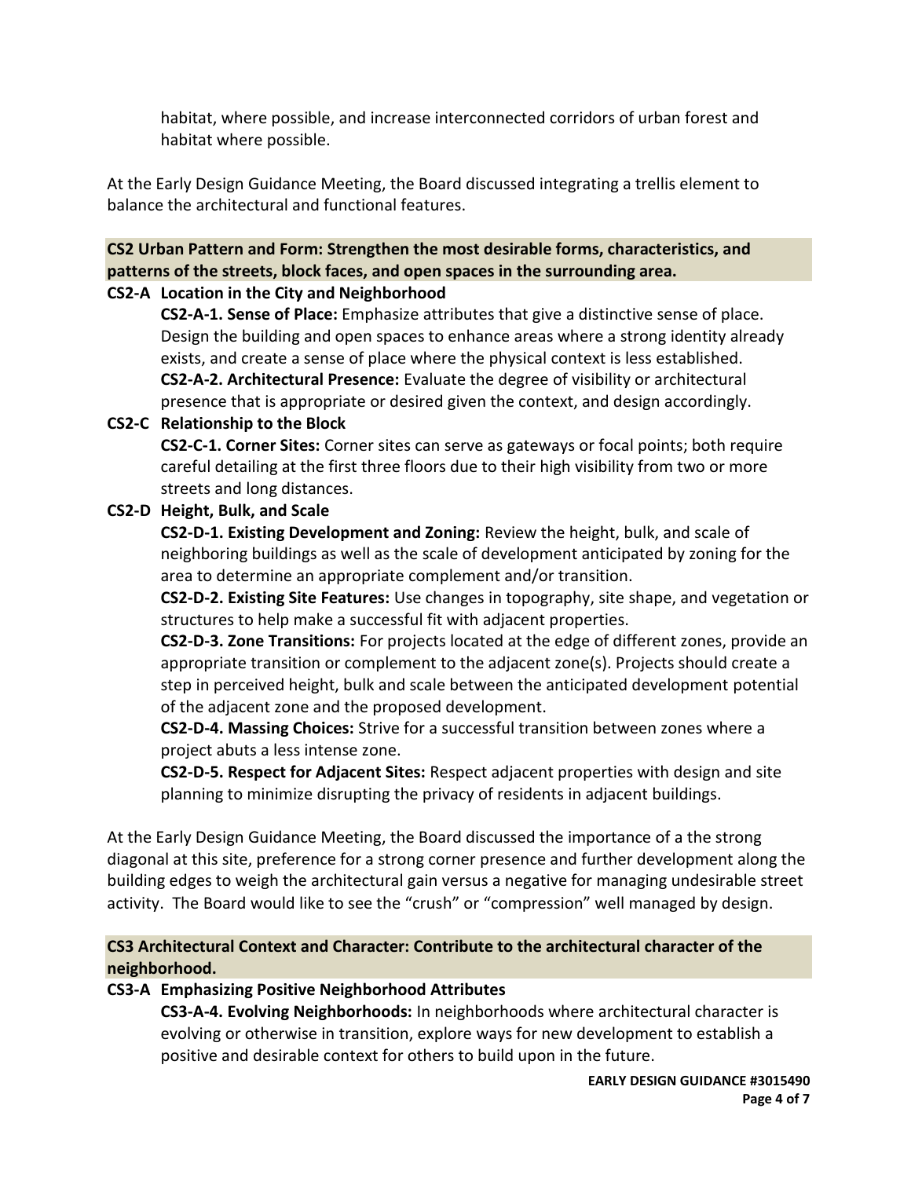habitat, where possible, and increase interconnected corridors of urban forest and habitat where possible.

At the Early Design Guidance Meeting, the Board discussed integrating a trellis element to balance the architectural and functional features.

**CS2 Urban Pattern and Form: Strengthen the most desirable forms, characteristics, and patterns of the streets, block faces, and open spaces in the surrounding area.**

**CS2-A Location in the City and Neighborhood**

**CS2-A-1. Sense of Place:** Emphasize attributes that give a distinctive sense of place. Design the building and open spaces to enhance areas where a strong identity already exists, and create a sense of place where the physical context is less established.

**CS2-A-2. Architectural Presence:** Evaluate the degree of visibility or architectural presence that is appropriate or desired given the context, and design accordingly.

**CS2-C Relationship to the Block**

**CS2-C-1. Corner Sites:** Corner sites can serve as gateways or focal points; both require careful detailing at the first three floors due to their high visibility from two or more streets and long distances.

**CS2-D Height, Bulk, and Scale**

**CS2-D-1. Existing Development and Zoning:** Review the height, bulk, and scale of neighboring buildings as well as the scale of development anticipated by zoning for the area to determine an appropriate complement and/or transition.

**CS2-D-2. Existing Site Features:** Use changes in topography, site shape, and vegetation or structures to help make a successful fit with adjacent properties.

**CS2-D-3. Zone Transitions:** For projects located at the edge of different zones, provide an appropriate transition or complement to the adjacent zone(s). Projects should create a step in perceived height, bulk and scale between the anticipated development potential of the adjacent zone and the proposed development.

**CS2-D-4. Massing Choices:** Strive for a successful transition between zones where a project abuts a less intense zone.

**CS2-D-5. Respect for Adjacent Sites:** Respect adjacent properties with design and site planning to minimize disrupting the privacy of residents in adjacent buildings.

At the Early Design Guidance Meeting, the Board discussed the importance of a the strong diagonal at this site, preference for a strong corner presence and further development along the building edges to weigh the architectural gain versus a negative for managing undesirable street activity. The Board would like to see the "crush" or "compression" well managed by design.

**CS3 Architectural Context and Character: Contribute to the architectural character of the neighborhood.**

**CS3-A Emphasizing Positive Neighborhood Attributes**

**CS3-A-4. Evolving Neighborhoods:** In neighborhoods where architectural character is evolving or otherwise in transition, explore ways for new development to establish a positive and desirable context for others to build upon in the future.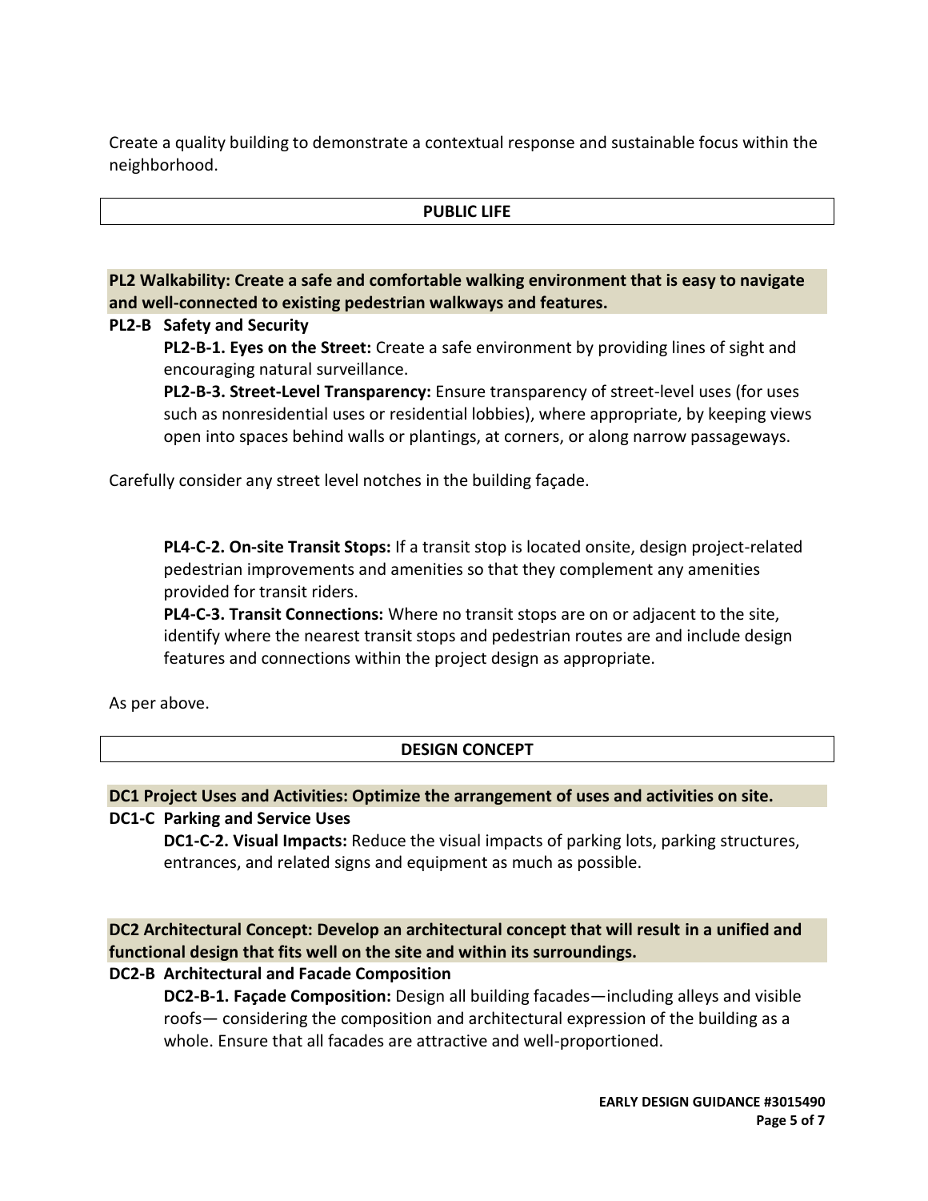Create a quality building to demonstrate a contextual response and sustainable focus within the neighborhood.

## PUBLIC LIFE

**PL2 Walkability: Create a safe and comfortable walking environment that is easy to navigate and well-connected to existing pedestrian walkways and features.**

**PL2-B Safety and Security**

**PL2-B-1. Eyes on the Street:** Create a safe environment by providing lines of sight and encouraging natural surveillance.

**PL2-B-3. Street-Level Transparency:** Ensure transparency of street-level uses (for uses such as nonresidential uses or residential lobbies), where appropriate, by keeping views open into spaces behind walls or plantings, at corners, or along narrow passageways.

Carefully consider any street level notches in the building façade.

**PL4-C-2. On-site Transit Stops:** If a transit stop is located onsite, design project-related pedestrian improvements and amenities so that they complement any amenities provided for transit riders.

**PL4-C-3. Transit Connections:** Where no transit stops are on or adjacent to the site, identify where the nearest transit stops and pedestrian routes are and include design features and connections within the project design as appropriate.

As per above.

## DESIGN CONCEPT

**DC1 Project Uses and Activities: Optimize the arrangement of uses and activities on site.**

**DC1-C Parking and Service Uses**

**DC1-C-2. Visual Impacts:** Reduce the visual impacts of parking lots, parking structures, entrances, and related signs and equipment as much as possible.

**DC2 Architectural Concept: Develop an architectural concept that will result in a unified and functional design that fits well on the site and within its surroundings.**

**DC2-B Architectural and Facade Composition**

**DC2-B-1. Façade Composition:** Design all building facades—including alleys and visible roofs— considering the composition and architectural expression of the building as a whole. Ensure that all facades are attractive and well-proportioned.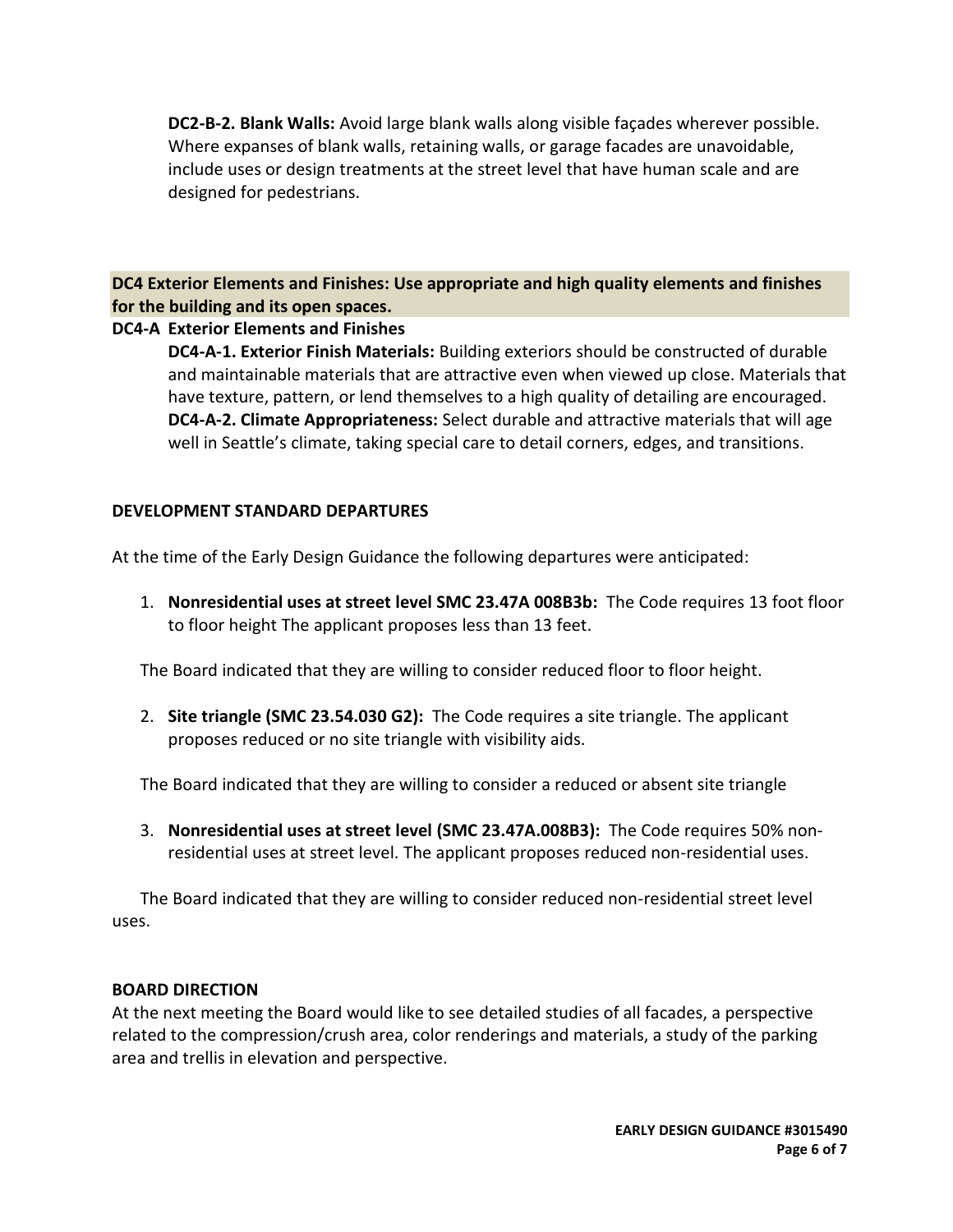**DC2-B-2. Blank Walls:** Avoid large blank walls along visible façades wherever possible. Where expanses of blank walls, retaining walls, or garage facades are unavoidable, include uses or design treatments at the street level that have human scale and are designed for pedestrians.

**DC4 Exterior Elements and Finishes: Use appropriate and high quality elements and finishes for the building and its open spaces.**

**DC4-A Exterior Elements and Finishes**

**DC4-A-1. Exterior Finish Materials:** Building exteriors should be constructed of durable and maintainable materials that are attractive even when viewed up close. Materials that have texture, pattern, or lend themselves to a high quality of detailing are encouraged.
**DC4-A-2. Climate Appropriateness:** Select durable and attractive materials that will age well in Seattle's climate, taking special care to detail corners, edges, and transitions.

## DEVELOPMENT STANDARD DEPARTURES

At the time of the Early Design Guidance the following departures were anticipated:

1. **Nonresidential uses at street level SMC 23.47A 008B3b:** The Code requires 13 foot floor to floor height The applicant proposes less than 13 feet.

   The Board indicated that they are willing to consider reduced floor to floor height.

2. **Site triangle (SMC 23.54.030 G2):** The Code requires a site triangle. The applicant proposes reduced or no site triangle with visibility aids.

   The Board indicated that they are willing to consider a reduced or absent site triangle

3. **Nonresidential uses at street level (SMC 23.47A.008B3):** The Code requires 50% non-residential uses at street level. The applicant proposes reduced non-residential uses.

   The Board indicated that they are willing to consider reduced non-residential street level uses.

## BOARD DIRECTION

At the next meeting the Board would like to see detailed studies of all facades, a perspective related to the compression/crush area, color renderings and materials, a study of the parking area and trellis in elevation and perspective.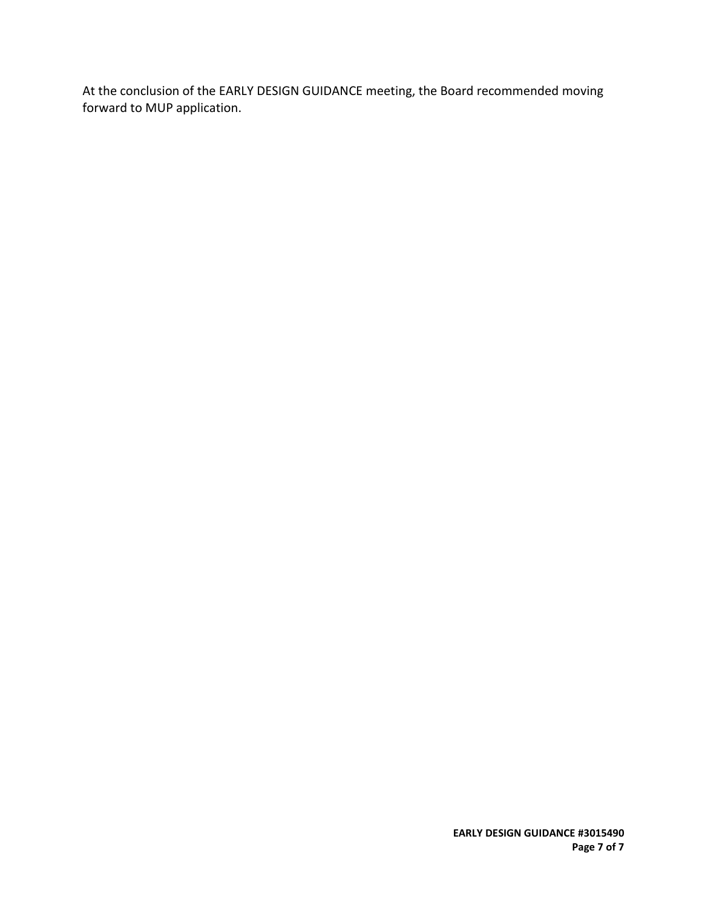At the conclusion of the EARLY DESIGN GUIDANCE meeting, the Board recommended moving forward to MUP application.